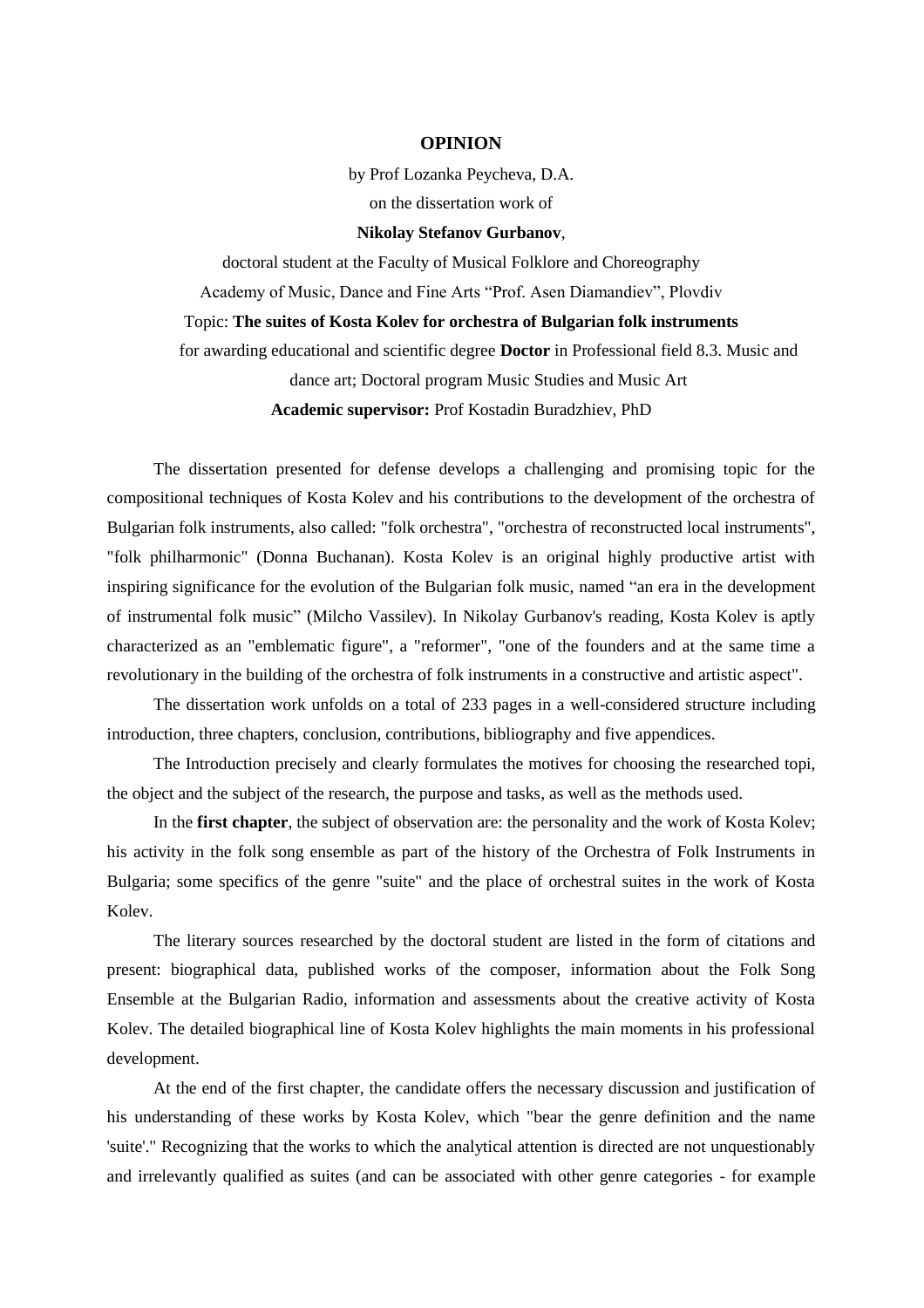**OPINION**

by Prof Lozanka Peycheva, D.A.

on the dissertation work of

**Nikolay Stefanov Gurbanov**,

doctoral student at the Faculty of Musical Folklore and Choreography

Academy of Music, Dance and Fine Arts "Prof. Asen Diamandiev", Plovdiv

Topic: **The suites of Kosta Kolev for orchestra of Bulgarian folk instruments**

for awarding educational and scientific degree **Doctor** in Professional field 8.3. Music and dance art; Doctoral program Music Studies and Music Art

**Academic supervisor:** Prof Kostadin Buradzhiev, PhD

The dissertation presented for defense develops a challenging and promising topic for the compositional techniques of Kosta Kolev and his contributions to the development of the orchestra of Bulgarian folk instruments, also called: "folk orchestra", "orchestra of reconstructed local instruments", "folk philharmonic" (Donna Buchanan). Kosta Kolev is an original highly productive artist with inspiring significance for the evolution of the Bulgarian folk music, named "an era in the development of instrumental folk music" (Milcho Vassilev). In Nikolay Gurbanov's reading, Kosta Kolev is aptly characterized as an "emblematic figure", a "reformer", "one of the founders and at the same time a revolutionary in the building of the orchestra of folk instruments in a constructive and artistic aspect".

The dissertation work unfolds on a total of 233 pages in a well-considered structure including introduction, three chapters, conclusion, contributions, bibliography and five appendices.

The Introduction precisely and clearly formulates the motives for choosing the researched topi, the object and the subject of the research, the purpose and tasks, as well as the methods used.

In the **first chapter**, the subject of observation are: the personality and the work of Kosta Kolev; his activity in the folk song ensemble as part of the history of the Orchestra of Folk Instruments in Bulgaria; some specifics of the genre "suite" and the place of orchestral suites in the work of Kosta Kolev.

The literary sources researched by the doctoral student are listed in the form of citations and present: biographical data, published works of the composer, information about the Folk Song Ensemble at the Bulgarian Radio, information and assessments about the creative activity of Kosta Kolev. The detailed biographical line of Kosta Kolev highlights the main moments in his professional development.

At the end of the first chapter, the candidate offers the necessary discussion and justification of his understanding of these works by Kosta Kolev, which "bear the genre definition and the name 'suite'." Recognizing that the works to which the analytical attention is directed are not unquestionably and irrelevantly qualified as suites (and can be associated with other genre categories - for example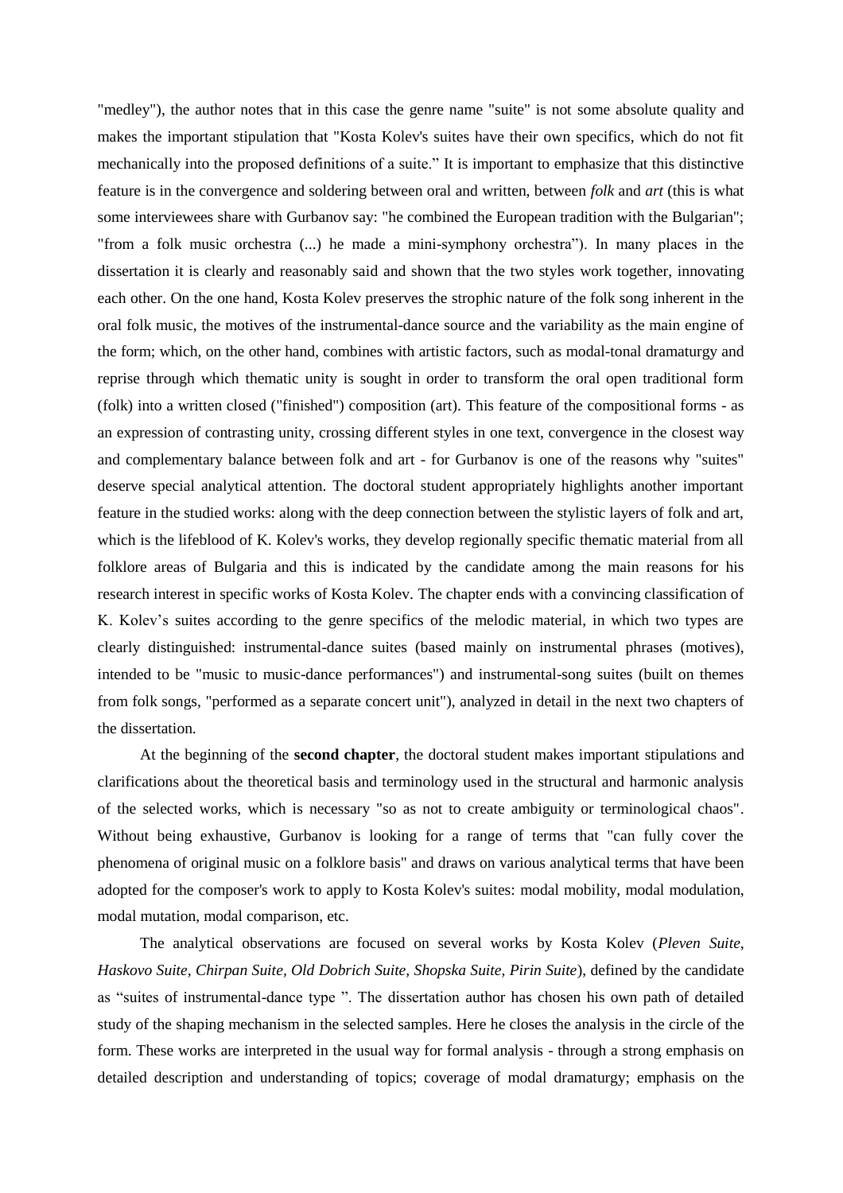"medley"), the author notes that in this case the genre name "suite" is not some absolute quality and makes the important stipulation that "Kosta Kolev's suites have their own specifics, which do not fit mechanically into the proposed definitions of a suite." It is important to emphasize that this distinctive feature is in the convergence and soldering between oral and written, between *folk* and *art* (this is what some interviewees share with Gurbanov say: "he combined the European tradition with the Bulgarian"; "from a folk music orchestra (...) he made a mini-symphony orchestra"). In many places in the dissertation it is clearly and reasonably said and shown that the two styles work together, innovating each other. On the one hand, Kosta Kolev preserves the strophic nature of the folk song inherent in the oral folk music, the motives of the instrumental-dance source and the variability as the main engine of the form; which, on the other hand, combines with artistic factors, such as modal-tonal dramaturgy and reprise through which thematic unity is sought in order to transform the oral open traditional form (folk) into a written closed ("finished") composition (art). This feature of the compositional forms - as an expression of contrasting unity, crossing different styles in one text, convergence in the closest way and complementary balance between folk and art - for Gurbanov is one of the reasons why "suites" deserve special analytical attention. The doctoral student appropriately highlights another important feature in the studied works: along with the deep connection between the stylistic layers of folk and art, which is the lifeblood of K. Kolev's works, they develop regionally specific thematic material from all folklore areas of Bulgaria and this is indicated by the candidate among the main reasons for his research interest in specific works of Kosta Kolev. The chapter ends with a convincing classification of K. Kolev's suites according to the genre specifics of the melodic material, in which two types are clearly distinguished: instrumental-dance suites (based mainly on instrumental phrases (motives), intended to be "music to music-dance performances") and instrumental-song suites (built on themes from folk songs, "performed as a separate concert unit"), analyzed in detail in the next two chapters of the dissertation.

At the beginning of the **second chapter**, the doctoral student makes important stipulations and clarifications about the theoretical basis and terminology used in the structural and harmonic analysis of the selected works, which is necessary "so as not to create ambiguity or terminological chaos". Without being exhaustive, Gurbanov is looking for a range of terms that "can fully cover the phenomena of original music on a folklore basis" and draws on various analytical terms that have been adopted for the composer's work to apply to Kosta Kolev's suites: modal mobility, modal modulation, modal mutation, modal comparison, etc.

The analytical observations are focused on several works by Kosta Kolev (*Pleven Suite, Haskovo Suite, Chirpan Suite, Old Dobrich Suite, Shopska Suite, Pirin Suite*), defined by the candidate as "suites of instrumental-dance type ". The dissertation author has chosen his own path of detailed study of the shaping mechanism in the selected samples. Here he closes the analysis in the circle of the form. These works are interpreted in the usual way for formal analysis - through a strong emphasis on detailed description and understanding of topics; coverage of modal dramaturgy; emphasis on the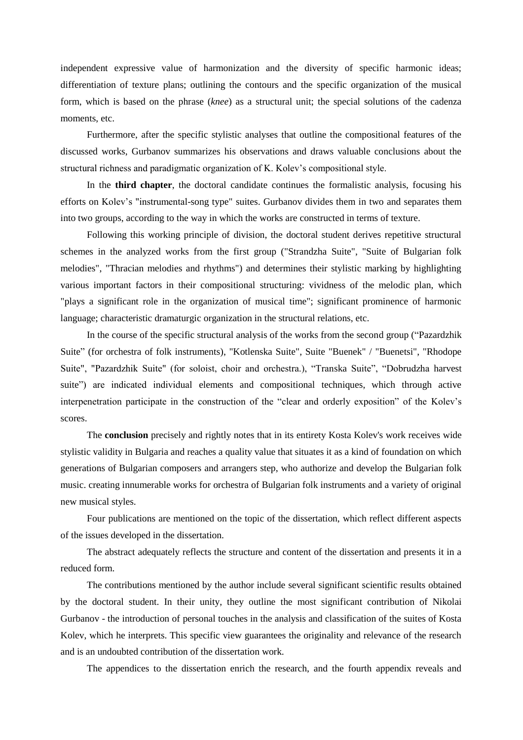independent expressive value of harmonization and the diversity of specific harmonic ideas; differentiation of texture plans; outlining the contours and the specific organization of the musical form, which is based on the phrase (*knee*) as a structural unit; the special solutions of the cadenza moments, etc.

Furthermore, after the specific stylistic analyses that outline the compositional features of the discussed works, Gurbanov summarizes his observations and draws valuable conclusions about the structural richness and paradigmatic organization of K. Kolev's compositional style.

In the **third chapter**, the doctoral candidate continues the formalistic analysis, focusing his efforts on Kolev's "instrumental-song type" suites. Gurbanov divides them in two and separates them into two groups, according to the way in which the works are constructed in terms of texture.

Following this working principle of division, the doctoral student derives repetitive structural schemes in the analyzed works from the first group ("Strandzha Suite", "Suite of Bulgarian folk melodies", "Thracian melodies and rhythms") and determines their stylistic marking by highlighting various important factors in their compositional structuring: vividness of the melodic plan, which "plays a significant role in the organization of musical time"; significant prominence of harmonic language; characteristic dramaturgic organization in the structural relations, etc.

In the course of the specific structural analysis of the works from the second group ("Pazardzhik Suite" (for orchestra of folk instruments), "Kotlenska Suite", Suite "Buenek" / "Buenetsi", "Rhodope Suite", "Pazardzhik Suite" (for soloist, choir and orchestra.), "Transka Suite", "Dobrudzha harvest suite") are indicated individual elements and compositional techniques, which through active interpenetration participate in the construction of the "clear and orderly exposition" of the Kolev's scores.

The **conclusion** precisely and rightly notes that in its entirety Kosta Kolev's work receives wide stylistic validity in Bulgaria and reaches a quality value that situates it as a kind of foundation on which generations of Bulgarian composers and arrangers step, who authorize and develop the Bulgarian folk music. creating innumerable works for orchestra of Bulgarian folk instruments and a variety of original new musical styles.

Four publications are mentioned on the topic of the dissertation, which reflect different aspects of the issues developed in the dissertation.

The abstract adequately reflects the structure and content of the dissertation and presents it in a reduced form.

The contributions mentioned by the author include several significant scientific results obtained by the doctoral student. In their unity, they outline the most significant contribution of Nikolai Gurbanov - the introduction of personal touches in the analysis and classification of the suites of Kosta Kolev, which he interprets. This specific view guarantees the originality and relevance of the research and is an undoubted contribution of the dissertation work.

The appendices to the dissertation enrich the research, and the fourth appendix reveals and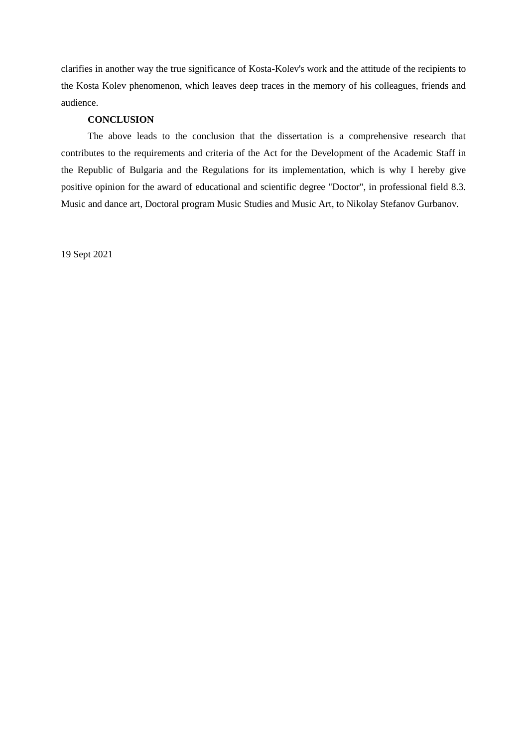clarifies in another way the true significance of Kosta-Kolev's work and the attitude of the recipients to the Kosta Kolev phenomenon, which leaves deep traces in the memory of his colleagues, friends and audience.

**CONCLUSION**

The above leads to the conclusion that the dissertation is a comprehensive research that contributes to the requirements and criteria of the Act for the Development of the Academic Staff in the Republic of Bulgaria and the Regulations for its implementation, which is why I hereby give positive opinion for the award of educational and scientific degree "Doctor", in professional field 8.3. Music and dance art, Doctoral program Music Studies and Music Art, to Nikolay Stefanov Gurbanov.

19 Sept 2021